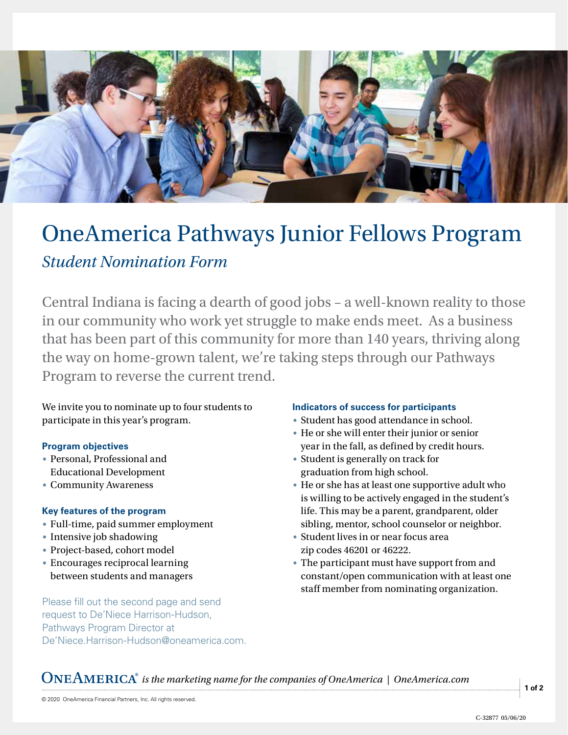# OneAmerica Pathways Junior Fellows Program

*Student Nomination Form*

Central Indiana is facing a dearth of good jobs – a well-known reality to those in our community who work yet struggle to make ends meet. As a business that has been part of this community for more than 140 years, thriving along the way on home-grown talent, we're taking steps through our Pathways Program to reverse the current trend.

We invite you to nominate up to four students to participate in this year's program.

### Program objectives

- Personal, Professional and Educational Development
- Community Awareness

### Key features of the program

- Full-time, paid summer employment
- Intensive job shadowing
- Project-based, cohort model
- Encourages reciprocal learning between students and managers

Please fill out the second page and send request to De'Niece Harrison-Hudson, Pathways Program Director at De'Niece.Harrison-Hudson@oneamerica.com.

### Indicators of success for participants

- Student has good attendance in school.
- He or she will enter their junior or senior year in the fall, as defined by credit hours.
- Student is generally on track for graduation from high school.
- He or she has at least one supportive adult who is willing to be actively engaged in the student's life. This may be a parent, grandparent, older sibling, mentor, school counselor or neighbor.
- Student lives in or near focus area zip codes 46201 or 46222.
- The participant must have support from and constant/open communication with at least one staff member from nominating organization.

**OneAmerica®** *is the marketing name for the companies of OneAmerica | OneAmerica.com*

© 2020 OneAmerica Financial Partners, Inc. All rights reserved.

C-32877 05/06/20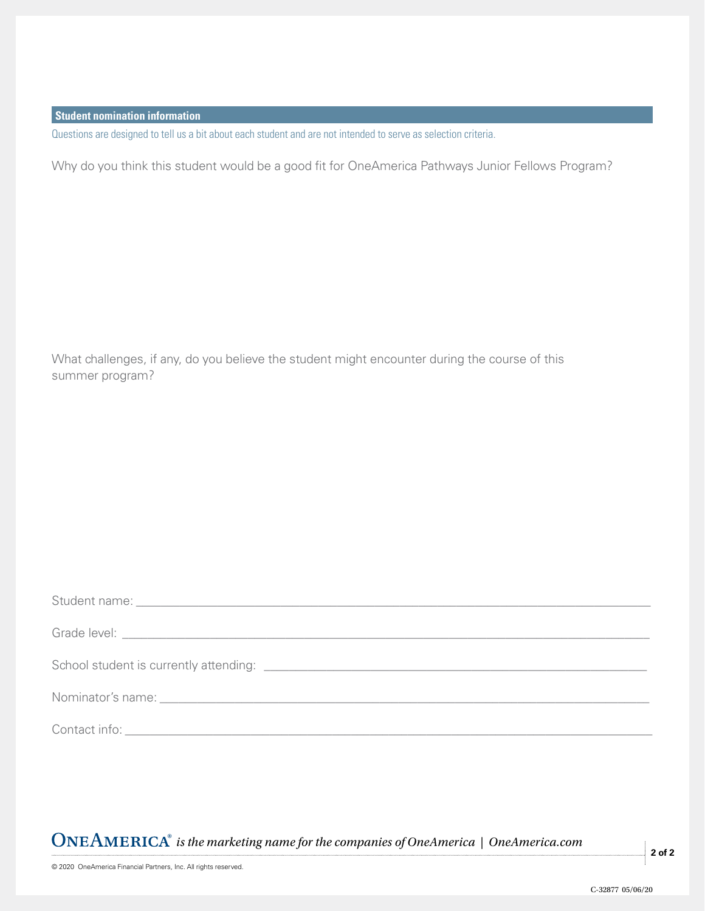## Student nomination information

Questions are designed to tell us a bit about each student and are not intended to serve as selection criteria.

Why do you think this student would be a good fit for OneAmerica Pathways Junior Fellows Program?

What challenges, if any, do you believe the student might encounter during the course of this summer program?

Student name: ___________________________________________________________________________

Grade level: ____________________________________________________________________________

School student is currently attending: _________________________________________________________

Nominator's name: _______________________________________________________________________

Contact info: ____________________________________________________________________________

**ONEAMERICA®** *is the marketing name for the companies of OneAmerica | OneAmerica.com*

© 2020 OneAmerica Financial Partners, Inc. All rights reserved.

C-32877 05/06/20